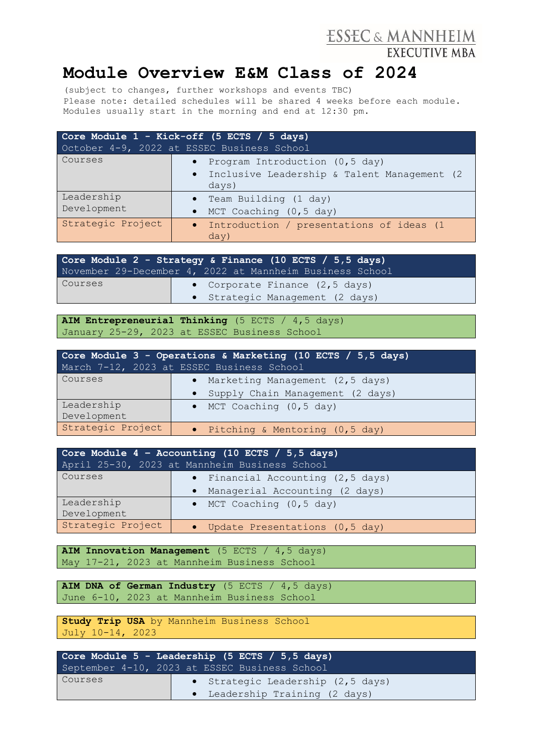ESSEC & MANNHEIM
EXECUTIVE MBA

# Module Overview E&M Class of 2024

(subject to changes, further workshops and events TBC)
Please note: detailed schedules will be shared 4 weeks before each module.
Modules usually start in the morning and end at 12:30 pm.

| **Core Module 1 - Kick-off (5 ECTS / 5 days)** October 4-9, 2022 at ESSEC Business School | |
|---|---|
| Courses | • Program Introduction (0,5 day)<br>• Inclusive Leadership & Talent Management (2 days) |
| Leadership Development | • Team Building (1 day)<br>• MCT Coaching (0,5 day) |
| Strategic Project | • Introduction / presentations of ideas (1 day) |

| **Core Module 2 - Strategy & Finance (10 ECTS / 5,5 days)** November 29-December 4, 2022 at Mannheim Business School | |
|---|---|
| Courses | • Corporate Finance (2,5 days)<br>• Strategic Management (2 days) |

**AIM Entrepreneurial Thinking** (5 ECTS / 4,5 days)
January 25-29, 2023 at ESSEC Business School

| **Core Module 3 - Operations & Marketing (10 ECTS / 5,5 days)** March 7-12, 2023 at ESSEC Business School | |
|---|---|
| Courses | • Marketing Management (2,5 days)<br>• Supply Chain Management (2 days) |
| Leadership Development | • MCT Coaching (0,5 day) |
| Strategic Project | • Pitching & Mentoring (0,5 day) |

| **Core Module 4 – Accounting (10 ECTS / 5,5 days)** April 25-30, 2023 at Mannheim Business School | |
|---|---|
| Courses | • Financial Accounting (2,5 days)<br>• Managerial Accounting (2 days) |
| Leadership Development | • MCT Coaching (0,5 day) |
| Strategic Project | • Update Presentations (0,5 day) |

**AIM Innovation Management** (5 ECTS / 4,5 days)
May 17-21, 2023 at Mannheim Business School

**AIM DNA of German Industry** (5 ECTS / 4,5 days)
June 6-10, 2023 at Mannheim Business School

**Study Trip USA** by Mannheim Business School
July 10-14, 2023

| **Core Module 5 - Leadership (5 ECTS / 5,5 days)** September 4-10, 2023 at ESSEC Business School | |
|---|---|
| Courses | • Strategic Leadership (2,5 days)<br>• Leadership Training (2 days) |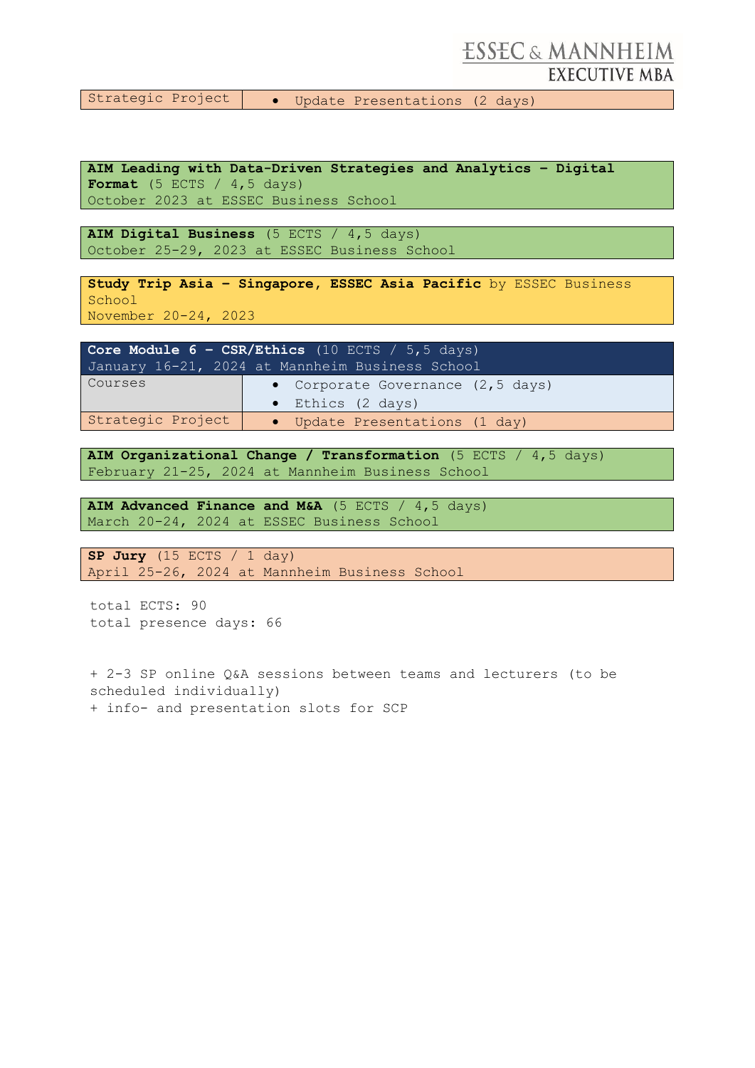| | |
|---|---|
| Strategic Project | • Update Presentations (2 days) |

**AIM Leading with Data-Driven Strategies and Analytics – Digital Format** (5 ECTS / 4,5 days)
October 2023 at ESSEC Business School

**AIM Digital Business** (5 ECTS / 4,5 days)
October 25-29, 2023 at ESSEC Business School

**Study Trip Asia – Singapore, ESSEC Asia Pacific** by ESSEC Business School
November 20-24, 2023

| **Core Module 6 – CSR/Ethics** (10 ECTS / 5,5 days) January 16-21, 2024 at Mannheim Business School | |
|---|---|
| Courses | • Corporate Governance (2,5 days)<br>• Ethics (2 days) |
| Strategic Project | • Update Presentations (1 day) |

**AIM Organizational Change / Transformation** (5 ECTS / 4,5 days)
February 21-25, 2024 at Mannheim Business School

**AIM Advanced Finance and M&A** (5 ECTS / 4,5 days)
March 20-24, 2024 at ESSEC Business School

**SP Jury** (15 ECTS / 1 day)
April 25-26, 2024 at Mannheim Business School

total ECTS: 90
total presence days: 66

+ 2-3 SP online Q&A sessions between teams and lecturers (to be scheduled individually)
+ info- and presentation slots for SCP